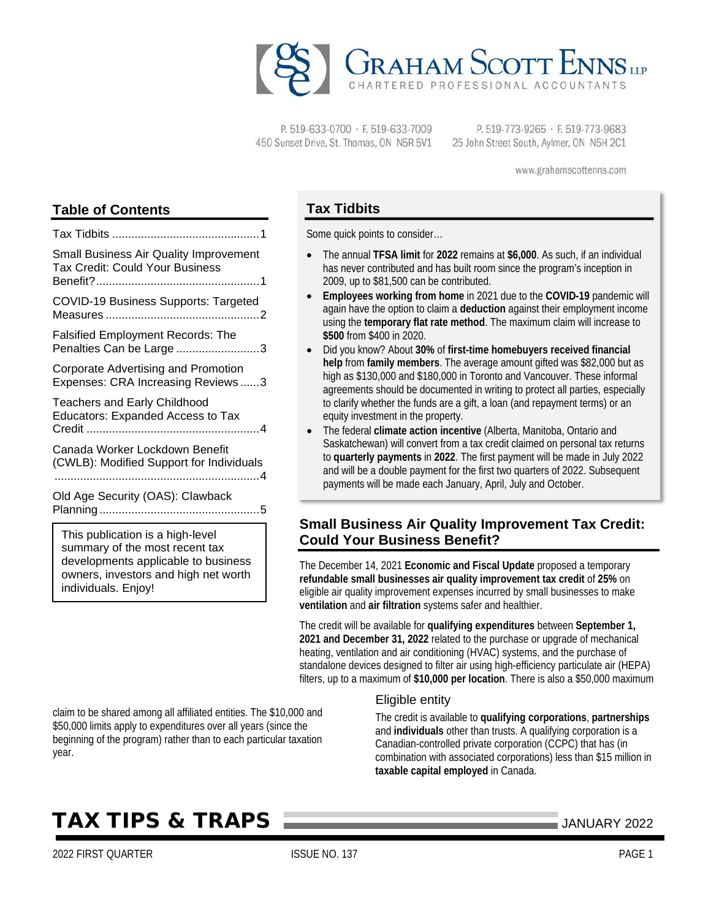# GRAHAM SCOTT ENNS LLP

CHARTERED PROFESSIONAL ACCOUNTANTS

P. 519-633-0700 · F. 519-633-7009
450 Sunset Drive, St. Thomas, ON N5R 5V1

P. 519-773-9265 · F. 519-773-9683
25 John Street South, Aylmer, ON N5H 2C1

www.grahamscottenns.com

## Table of Contents

Tax Tidbits ..............................................1

Small Business Air Quality Improvement Tax Credit: Could Your Business Benefit?...................................................1

COVID-19 Business Supports: Targeted Measures ................................................2

Falsified Employment Records: The Penalties Can be Large ..........................3

Corporate Advertising and Promotion Expenses: CRA Increasing Reviews ......3

Teachers and Early Childhood Educators: Expanded Access to Tax Credit ......................................................4

Canada Worker Lockdown Benefit (CWLB): Modified Support for Individuals ................................................................4

Old Age Security (OAS): Clawback Planning..................................................5

This publication is a high-level summary of the most recent tax developments applicable to business owners, investors and high net worth individuals. Enjoy!

## Tax Tidbits

Some quick points to consider…

- The annual **TFSA limit** for **2022** remains at **$6,000**. As such, if an individual has never contributed and has built room since the program's inception in 2009, up to $81,500 can be contributed.
- **Employees working from home** in 2021 due to the **COVID-19** pandemic will again have the option to claim a **deduction** against their employment income using the **temporary flat rate method**. The maximum claim will increase to **$500** from $400 in 2020.
- Did you know? About **30%** of **first-time homebuyers received financial help** from **family members**. The average amount gifted was $82,000 but as high as $130,000 and $180,000 in Toronto and Vancouver. These informal agreements should be documented in writing to protect all parties, especially to clarify whether the funds are a gift, a loan (and repayment terms) or an equity investment in the property.
- The federal **climate action incentive** (Alberta, Manitoba, Ontario and Saskatchewan) will convert from a tax credit claimed on personal tax returns to **quarterly payments** in **2022**. The first payment will be made in July 2022 and will be a double payment for the first two quarters of 2022. Subsequent payments will be made each January, April, July and October.

## Small Business Air Quality Improvement Tax Credit: Could Your Business Benefit?

The December 14, 2021 **Economic and Fiscal Update** proposed a temporary **refundable small businesses air quality improvement tax credit** of **25%** on eligible air quality improvement expenses incurred by small businesses to make **ventilation** and **air filtration** systems safer and healthier.

The credit will be available for **qualifying expenditures** between **September 1, 2021 and December 31, 2022** related to the purchase or upgrade of mechanical heating, ventilation and air conditioning (HVAC) systems, and the purchase of standalone devices designed to filter air using high-efficiency particulate air (HEPA) filters, up to a maximum of **$10,000 per location**. There is also a $50,000 maximum claim to be shared among all affiliated entities. The $10,000 and $50,000 limits apply to expenditures over all years (since the beginning of the program) rather than to each particular taxation year.

### Eligible entity

The credit is available to **qualifying corporations**, **partnerships** and **individuals** other than trusts. A qualifying corporation is a Canadian-controlled private corporation (CCPC) that has (in combination with associated corporations) less than $15 million in **taxable capital employed** in Canada.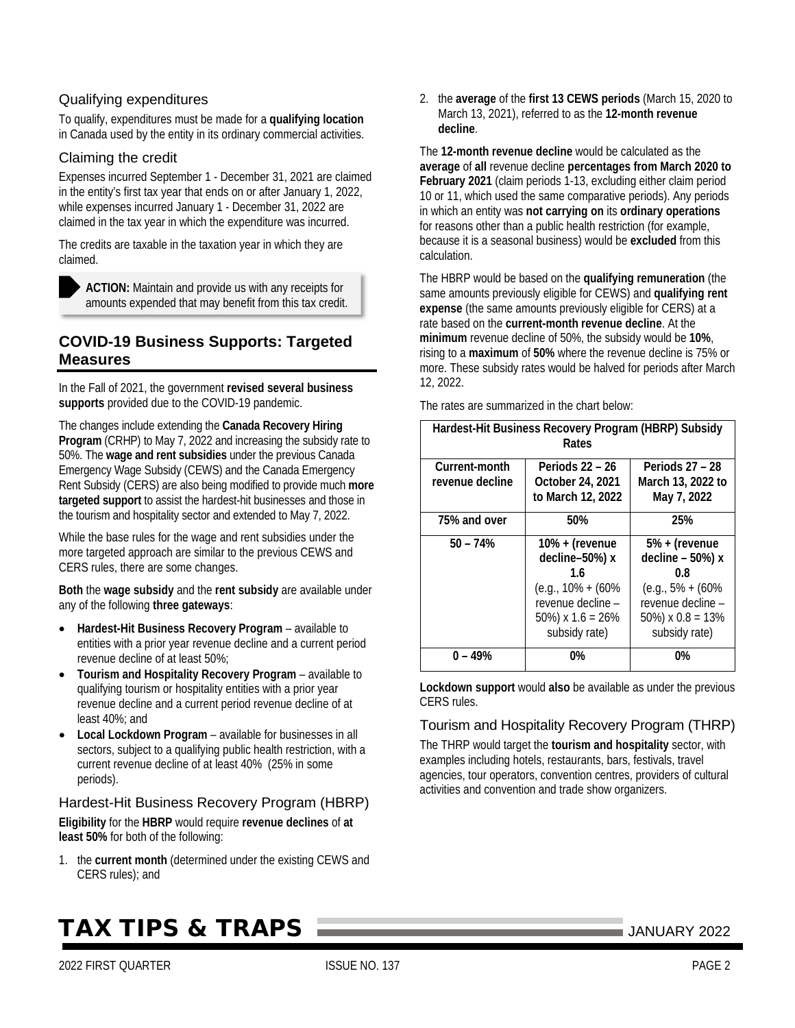### Qualifying expenditures

To qualify, expenditures must be made for a **qualifying location** in Canada used by the entity in its ordinary commercial activities.

### Claiming the credit

Expenses incurred September 1 - December 31, 2021 are claimed in the entity's first tax year that ends on or after January 1, 2022, while expenses incurred January 1 - December 31, 2022 are claimed in the tax year in which the expenditure was incurred.

The credits are taxable in the taxation year in which they are claimed.

> **ACTION:** Maintain and provide us with any receipts for amounts expended that may benefit from this tax credit.

## COVID-19 Business Supports: Targeted Measures

In the Fall of 2021, the government **revised several business supports** provided due to the COVID-19 pandemic.

The changes include extending the **Canada Recovery Hiring Program** (CRHP) to May 7, 2022 and increasing the subsidy rate to 50%. The **wage and rent subsidies** under the previous Canada Emergency Wage Subsidy (CEWS) and the Canada Emergency Rent Subsidy (CERS) are also being modified to provide much **more targeted support** to assist the hardest-hit businesses and those in the tourism and hospitality sector and extended to May 7, 2022.

While the base rules for the wage and rent subsidies under the more targeted approach are similar to the previous CEWS and CERS rules, there are some changes.

**Both** the **wage subsidy** and the **rent subsidy** are available under any of the following **three gateways**:

- **Hardest-Hit Business Recovery Program** – available to entities with a prior year revenue decline and a current period revenue decline of at least 50%;
- **Tourism and Hospitality Recovery Program** – available to qualifying tourism or hospitality entities with a prior year revenue decline and a current period revenue decline of at least 40%; and
- **Local Lockdown Program** – available for businesses in all sectors, subject to a qualifying public health restriction, with a current revenue decline of at least 40% (25% in some periods).

### Hardest-Hit Business Recovery Program (HBRP)

**Eligibility** for the **HBRP** would require **revenue declines** of **at least 50%** for both of the following:

1. the **current month** (determined under the existing CEWS and CERS rules); and
2. the **average** of the **first 13 CEWS periods** (March 15, 2020 to March 13, 2021), referred to as the **12-month revenue decline**.

The **12-month revenue decline** would be calculated as the **average** of **all** revenue decline **percentages from March 2020 to February 2021** (claim periods 1-13, excluding either claim period 10 or 11, which used the same comparative periods). Any periods in which an entity was **not carrying on** its **ordinary operations** for reasons other than a public health restriction (for example, because it is a seasonal business) would be **excluded** from this calculation.

The HBRP would be based on the **qualifying remuneration** (the same amounts previously eligible for CEWS) and **qualifying rent expense** (the same amounts previously eligible for CERS) at a rate based on the **current-month revenue decline**. At the **minimum** revenue decline of 50%, the subsidy would be **10%**, rising to a **maximum** of **50%** where the revenue decline is 75% or more. These subsidy rates would be halved for periods after March 12, 2022.

The rates are summarized in the chart below:

| Hardest-Hit Business Recovery Program (HBRP) Subsidy Rates | | |
|---|---|---|
| **Current-month revenue decline** | **Periods 22 – 26 October 24, 2021 to March 12, 2022** | **Periods 27 – 28 March 13, 2022 to May 7, 2022** |
| **75% and over** | **50%** | **25%** |
| **50 – 74%** | **10% + (revenue decline–50%) x 1.6** (e.g., 10% + (60% revenue decline – 50%) x 1.6 = 26% subsidy rate) | **5% + (revenue decline – 50%) x 0.8** (e.g., 5% + (60% revenue decline – 50%) x 0.8 = 13% subsidy rate) |
| **0 – 49%** | **0%** | **0%** |

**Lockdown support** would **also** be available as under the previous CERS rules.

### Tourism and Hospitality Recovery Program (THRP)

The THRP would target the **tourism and hospitality** sector, with examples including hotels, restaurants, bars, festivals, travel agencies, tour operators, convention centres, providers of cultural activities and convention and trade show organizers.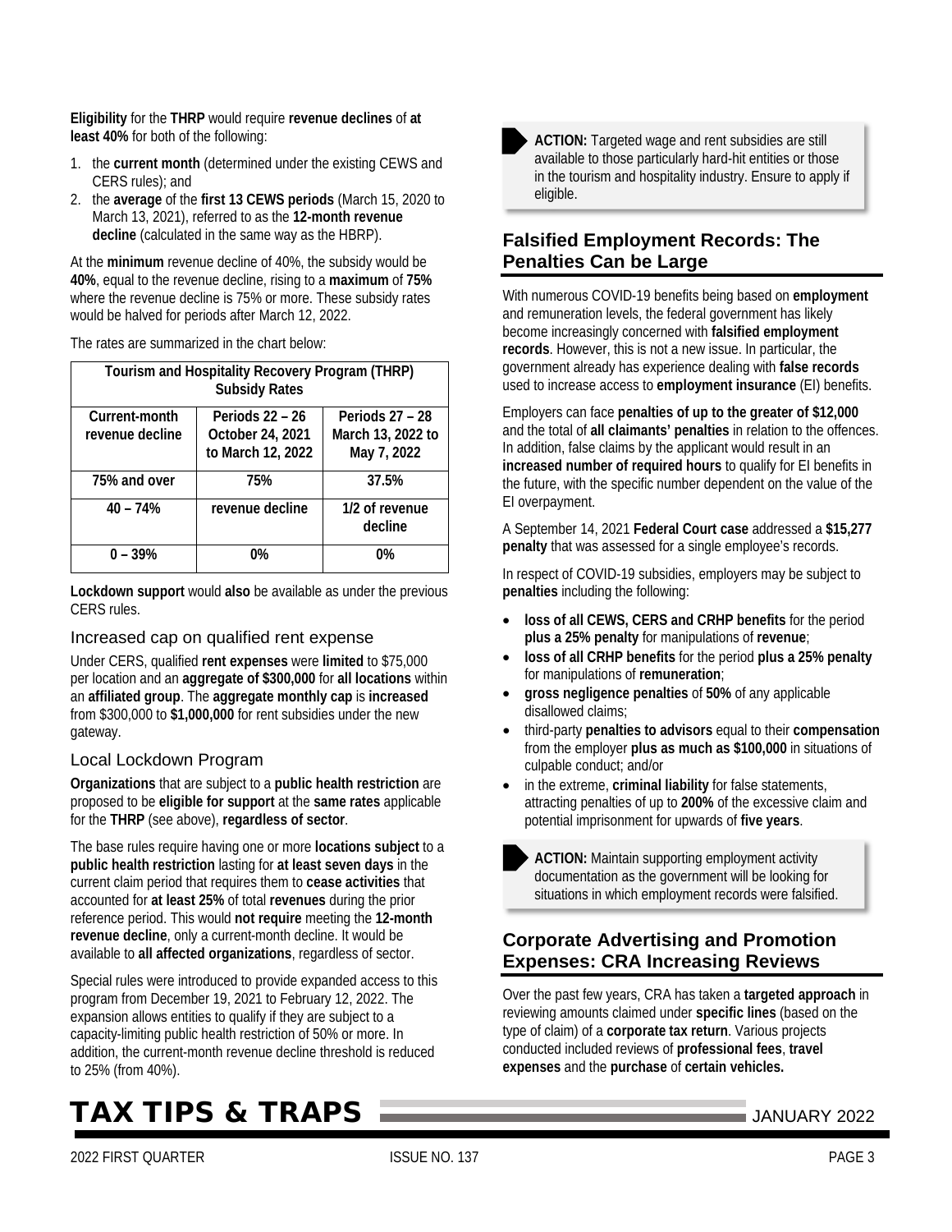**Eligibility** for the **THRP** would require **revenue declines** of **at least 40%** for both of the following:

1. the **current month** (determined under the existing CEWS and CERS rules); and
2. the **average** of the **first 13 CEWS periods** (March 15, 2020 to March 13, 2021), referred to as the **12-month revenue decline** (calculated in the same way as the HBRP).

At the **minimum** revenue decline of 40%, the subsidy would be **40%**, equal to the revenue decline, rising to a **maximum** of **75%** where the revenue decline is 75% or more. These subsidy rates would be halved for periods after March 12, 2022.

The rates are summarized in the chart below:

| Tourism and Hospitality Recovery Program (THRP) Subsidy Rates | | |
|---|---|---|
| **Current-month revenue decline** | **Periods 22 – 26 October 24, 2021 to March 12, 2022** | **Periods 27 – 28 March 13, 2022 to May 7, 2022** |
| **75% and over** | **75%** | **37.5%** |
| **40 – 74%** | **revenue decline** | **1/2 of revenue decline** |
| **0 – 39%** | **0%** | **0%** |

**Lockdown support** would **also** be available as under the previous CERS rules.

### Increased cap on qualified rent expense

Under CERS, qualified **rent expenses** were **limited** to $75,000 per location and an **aggregate of $300,000** for **all locations** within an **affiliated group**. The **aggregate monthly cap** is **increased** from $300,000 to **$1,000,000** for rent subsidies under the new gateway.

### Local Lockdown Program

**Organizations** that are subject to a **public health restriction** are proposed to be **eligible for support** at the **same rates** applicable for the **THRP** (see above), **regardless of sector**.

The base rules require having one or more **locations subject** to a **public health restriction** lasting for **at least seven days** in the current claim period that requires them to **cease activities** that accounted for **at least 25%** of total **revenues** during the prior reference period. This would **not require** meeting the **12-month revenue decline**, only a current-month decline. It would be available to **all affected organizations**, regardless of sector.

Special rules were introduced to provide expanded access to this program from December 19, 2021 to February 12, 2022. The expansion allows entities to qualify if they are subject to a capacity-limiting public health restriction of 50% or more. In addition, the current-month revenue decline threshold is reduced to 25% (from 40%).

> **ACTION:** Targeted wage and rent subsidies are still available to those particularly hard-hit entities or those in the tourism and hospitality industry. Ensure to apply if eligible.

## Falsified Employment Records: The Penalties Can be Large

With numerous COVID-19 benefits being based on **employment** and remuneration levels, the federal government has likely become increasingly concerned with **falsified employment records**. However, this is not a new issue. In particular, the government already has experience dealing with **false records** used to increase access to **employment insurance** (EI) benefits.

Employers can face **penalties of up to the greater of $12,000** and the total of **all claimants' penalties** in relation to the offences. In addition, false claims by the applicant would result in an **increased number of required hours** to qualify for EI benefits in the future, with the specific number dependent on the value of the EI overpayment.

A September 14, 2021 **Federal Court case** addressed a **$15,277 penalty** that was assessed for a single employee's records.

In respect of COVID-19 subsidies, employers may be subject to **penalties** including the following:

- **loss of all CEWS, CERS and CRHP benefits** for the period **plus a 25% penalty** for manipulations of **revenue**;
- **loss of all CRHP benefits** for the period **plus a 25% penalty** for manipulations of **remuneration**;
- **gross negligence penalties** of **50%** of any applicable disallowed claims;
- third-party **penalties to advisors** equal to their **compensation** from the employer **plus as much as $100,000** in situations of culpable conduct; and/or
- in the extreme, **criminal liability** for false statements, attracting penalties of up to **200%** of the excessive claim and potential imprisonment for upwards of **five years**.

> **ACTION:** Maintain supporting employment activity documentation as the government will be looking for situations in which employment records were falsified.

## Corporate Advertising and Promotion Expenses: CRA Increasing Reviews

Over the past few years, CRA has taken a **targeted approach** in reviewing amounts claimed under **specific lines** (based on the type of claim) of a **corporate tax return**. Various projects conducted included reviews of **professional fees**, **travel expenses** and the **purchase** of **certain vehicles.**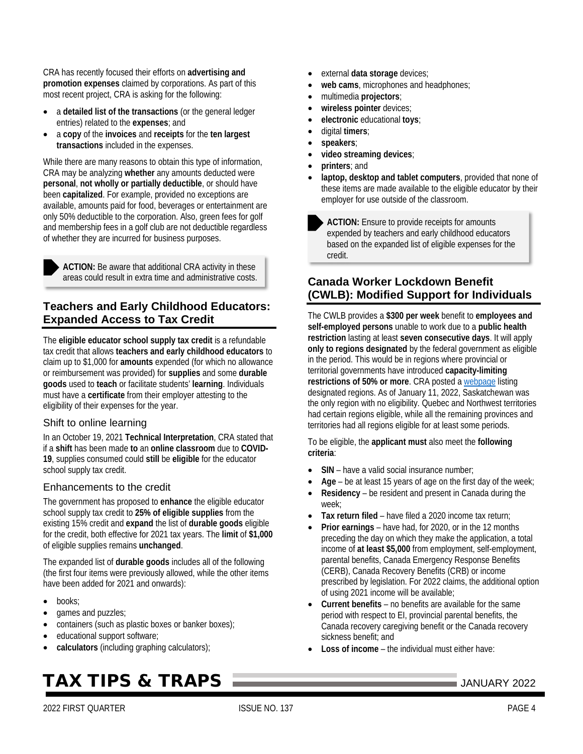CRA has recently focused their efforts on **advertising and promotion expenses** claimed by corporations. As part of this most recent project, CRA is asking for the following:

- a **detailed list of the transactions** (or the general ledger entries) related to the **expenses**; and
- a **copy** of the **invoices** and **receipts** for the **ten largest transactions** included in the expenses.

While there are many reasons to obtain this type of information, CRA may be analyzing **whether** any amounts deducted were **personal**, **not wholly or partially deductible**, or should have been **capitalized**. For example, provided no exceptions are available, amounts paid for food, beverages or entertainment are only 50% deductible to the corporation. Also, green fees for golf and membership fees in a golf club are not deductible regardless of whether they are incurred for business purposes.

> **ACTION:** Be aware that additional CRA activity in these areas could result in extra time and administrative costs.

## Teachers and Early Childhood Educators: Expanded Access to Tax Credit

The **eligible educator school supply tax credit** is a refundable tax credit that allows **teachers and early childhood educators** to claim up to $1,000 for **amounts** expended (for which no allowance or reimbursement was provided) for **supplies** and some **durable goods** used to **teach** or facilitate students' **learning**. Individuals must have a **certificate** from their employer attesting to the eligibility of their expenses for the year.

### Shift to online learning

In an October 19, 2021 **Technical Interpretation**, CRA stated that if a **shift** has been made **to** an **online classroom** due to **COVID-19**, supplies consumed could **still** be **eligible** for the educator school supply tax credit.

### Enhancements to the credit

The government has proposed to **enhance** the eligible educator school supply tax credit to **25% of eligible supplies** from the existing 15% credit and **expand** the list of **durable goods** eligible for the credit, both effective for 2021 tax years. The **limit** of **$1,000** of eligible supplies remains **unchanged**.

The expanded list of **durable goods** includes all of the following (the first four items were previously allowed, while the other items have been added for 2021 and onwards):

- books;
- games and puzzles;
- containers (such as plastic boxes or banker boxes);
- educational support software;
- **calculators** (including graphing calculators);
- external **data storage** devices;
- **web cams**, microphones and headphones;
- multimedia **projectors**;
- **wireless pointer** devices;
- **electronic** educational **toys**;
- digital **timers**;
- **speakers**;
- **video streaming devices**;
- **printers**; and
- **laptop, desktop and tablet computers**, provided that none of these items are made available to the eligible educator by their employer for use outside of the classroom.

> **ACTION:** Ensure to provide receipts for amounts expended by teachers and early childhood educators based on the expanded list of eligible expenses for the credit.

## Canada Worker Lockdown Benefit (CWLB): Modified Support for Individuals

The CWLB provides a **$300 per week** benefit to **employees and self-employed persons** unable to work due to a **public health restriction** lasting at least **seven consecutive days**. It will apply **only to regions designated** by the federal government as eligible in the period. This would be in regions where provincial or territorial governments have introduced **capacity-limiting restrictions of 50% or more**. CRA posted a webpage listing designated regions. As of January 11, 2022, Saskatchewan was the only region with no eligibility. Quebec and Northwest territories had certain regions eligible, while all the remaining provinces and territories had all regions eligible for at least some periods.

To be eligible, the **applicant must** also meet the **following criteria**:

- **SIN** – have a valid social insurance number;
- **Age** – be at least 15 years of age on the first day of the week;
- **Residency** – be resident and present in Canada during the week;
- **Tax return filed** – have filed a 2020 income tax return;
- **Prior earnings** – have had, for 2020, or in the 12 months preceding the day on which they make the application, a total income of **at least $5,000** from employment, self-employment, parental benefits, Canada Emergency Response Benefits (CERB), Canada Recovery Benefits (CRB) or income prescribed by legislation. For 2022 claims, the additional option of using 2021 income will be available;
- **Current benefits** – no benefits are available for the same period with respect to EI, provincial parental benefits, the Canada recovery caregiving benefit or the Canada recovery sickness benefit; and
- **Loss of income** – the individual must either have: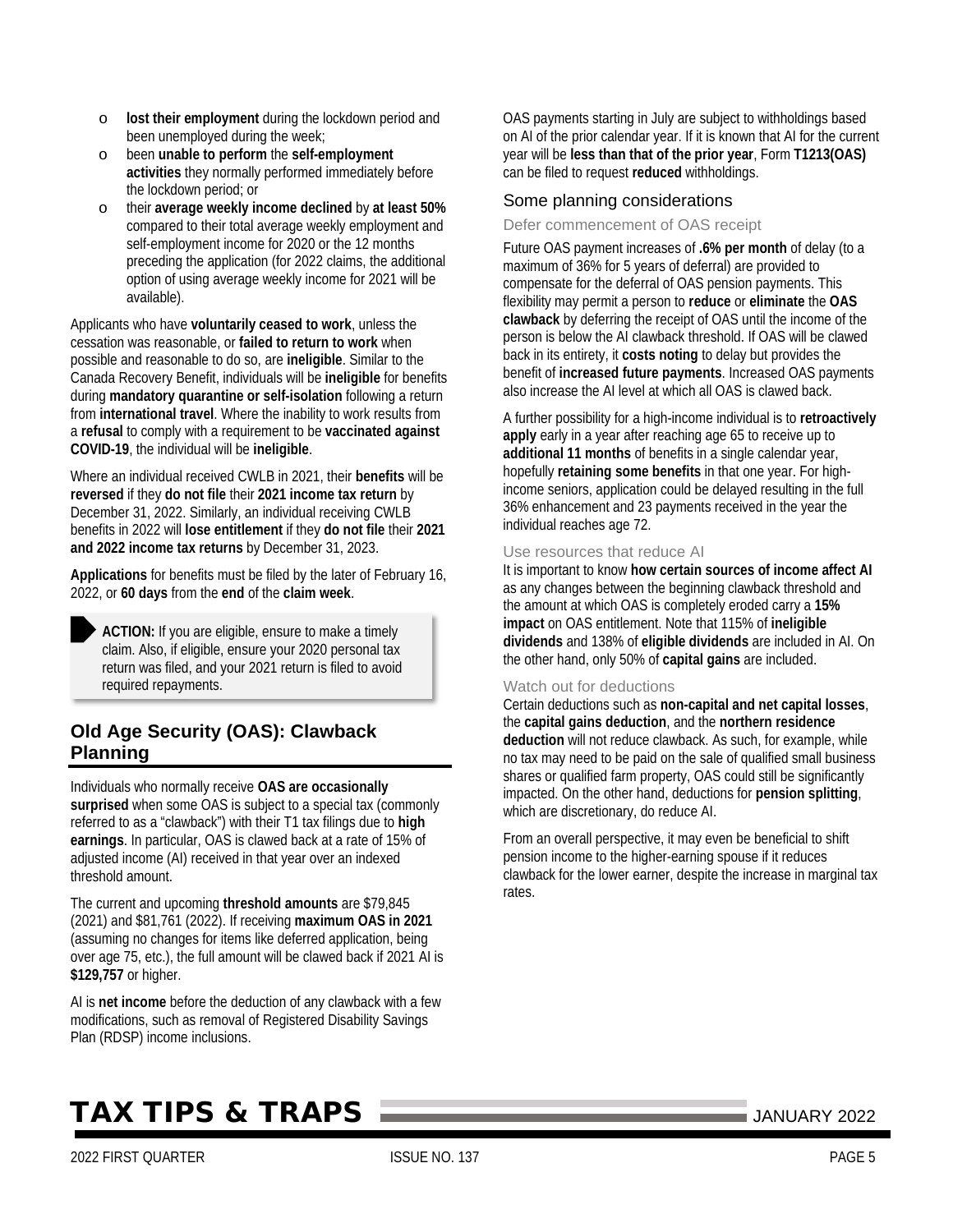- lost their employment during the lockdown period and been unemployed during the week;
- been **unable to perform** the **self-employment activities** they normally performed immediately before the lockdown period; or
- their **average weekly income declined** by **at least 50%** compared to their total average weekly employment and self-employment income for 2020 or the 12 months preceding the application (for 2022 claims, the additional option of using average weekly income for 2021 will be available).

Applicants who have **voluntarily ceased to work**, unless the cessation was reasonable, or **failed to return to work** when possible and reasonable to do so, are **ineligible**. Similar to the Canada Recovery Benefit, individuals will be **ineligible** for benefits during **mandatory quarantine or self-isolation** following a return from **international travel**. Where the inability to work results from a **refusal** to comply with a requirement to be **vaccinated against COVID-19**, the individual will be **ineligible**.

Where an individual received CWLB in 2021, their **benefits** will be **reversed** if they **do not file** their **2021 income tax return** by December 31, 2022. Similarly, an individual receiving CWLB benefits in 2022 will **lose entitlement** if they **do not file** their **2021 and 2022 income tax returns** by December 31, 2023.

**Applications** for benefits must be filed by the later of February 16, 2022, or **60 days** from the **end** of the **claim week**.

> **ACTION:** If you are eligible, ensure to make a timely claim. Also, if eligible, ensure your 2020 personal tax return was filed, and your 2021 return is filed to avoid required repayments.

## Old Age Security (OAS): Clawback Planning

Individuals who normally receive **OAS are occasionally surprised** when some OAS is subject to a special tax (commonly referred to as a "clawback") with their T1 tax filings due to **high earnings**. In particular, OAS is clawed back at a rate of 15% of adjusted income (AI) received in that year over an indexed threshold amount.

The current and upcoming **threshold amounts** are $79,845 (2021) and $81,761 (2022). If receiving **maximum OAS in 2021** (assuming no changes for items like deferred application, being over age 75, etc.), the full amount will be clawed back if 2021 AI is **$129,757** or higher.

AI is **net income** before the deduction of any clawback with a few modifications, such as removal of Registered Disability Savings Plan (RDSP) income inclusions.

OAS payments starting in July are subject to withholdings based on AI of the prior calendar year. If it is known that AI for the current year will be **less than that of the prior year**, Form **T1213(OAS)** can be filed to request **reduced** withholdings.

### Some planning considerations

#### Defer commencement of OAS receipt

Future OAS payment increases of **.6% per month** of delay (to a maximum of 36% for 5 years of deferral) are provided to compensate for the deferral of OAS pension payments. This flexibility may permit a person to **reduce** or **eliminate** the **OAS clawback** by deferring the receipt of OAS until the income of the person is below the AI clawback threshold. If OAS will be clawed back in its entirety, it **costs noting** to delay but provides the benefit of **increased future payments**. Increased OAS payments also increase the AI level at which all OAS is clawed back.

A further possibility for a high-income individual is to **retroactively apply** early in a year after reaching age 65 to receive up to **additional 11 months** of benefits in a single calendar year, hopefully **retaining some benefits** in that one year. For high-income seniors, application could be delayed resulting in the full 36% enhancement and 23 payments received in the year the individual reaches age 72.

#### Use resources that reduce AI

It is important to know **how certain sources of income affect AI** as any changes between the beginning clawback threshold and the amount at which OAS is completely eroded carry a **15% impact** on OAS entitlement. Note that 115% of **ineligible dividends** and 138% of **eligible dividends** are included in AI. On the other hand, only 50% of **capital gains** are included.

#### Watch out for deductions

Certain deductions such as **non-capital and net capital losses**, the **capital gains deduction**, and the **northern residence deduction** will not reduce clawback. As such, for example, while no tax may need to be paid on the sale of qualified small business shares or qualified farm property, OAS could still be significantly impacted. On the other hand, deductions for **pension splitting**, which are discretionary, do reduce AI.

From an overall perspective, it may even be beneficial to shift pension income to the higher-earning spouse if it reduces clawback for the lower earner, despite the increase in marginal tax rates.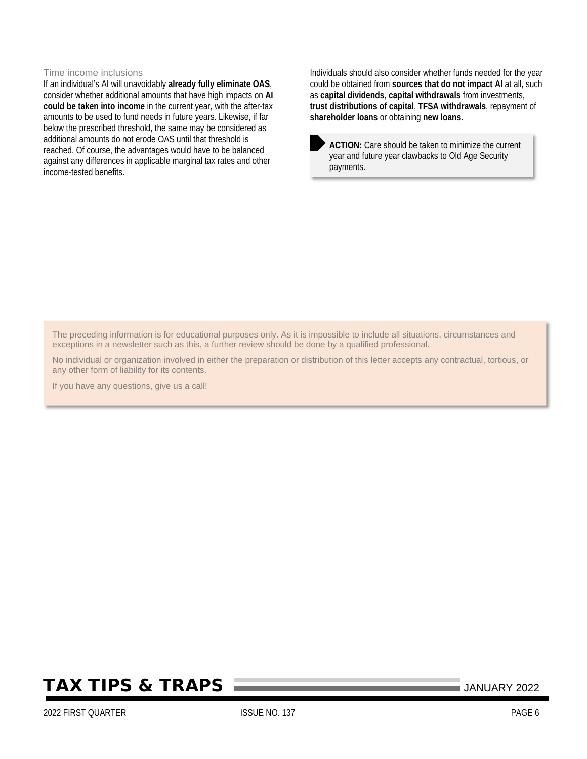### Time income inclusions

If an individual's AI will unavoidably **already fully eliminate OAS**, consider whether additional amounts that have high impacts on **AI could be taken into income** in the current year, with the after-tax amounts to be used to fund needs in future years. Likewise, if far below the prescribed threshold, the same may be considered as additional amounts do not erode OAS until that threshold is reached. Of course, the advantages would have to be balanced against any differences in applicable marginal tax rates and other income-tested benefits.

Individuals should also consider whether funds needed for the year could be obtained from **sources that do not impact AI** at all, such as **capital dividends**, **capital withdrawals** from investments, **trust distributions of capital**, **TFSA withdrawals**, repayment of **shareholder loans** or obtaining **new loans**.

> **ACTION:** Care should be taken to minimize the current year and future year clawbacks to Old Age Security payments.

The preceding information is for educational purposes only. As it is impossible to include all situations, circumstances and exceptions in a newsletter such as this, a further review should be done by a qualified professional.

No individual or organization involved in either the preparation or distribution of this letter accepts any contractual, tortious, or any other form of liability for its contents.

If you have any questions, give us a call!